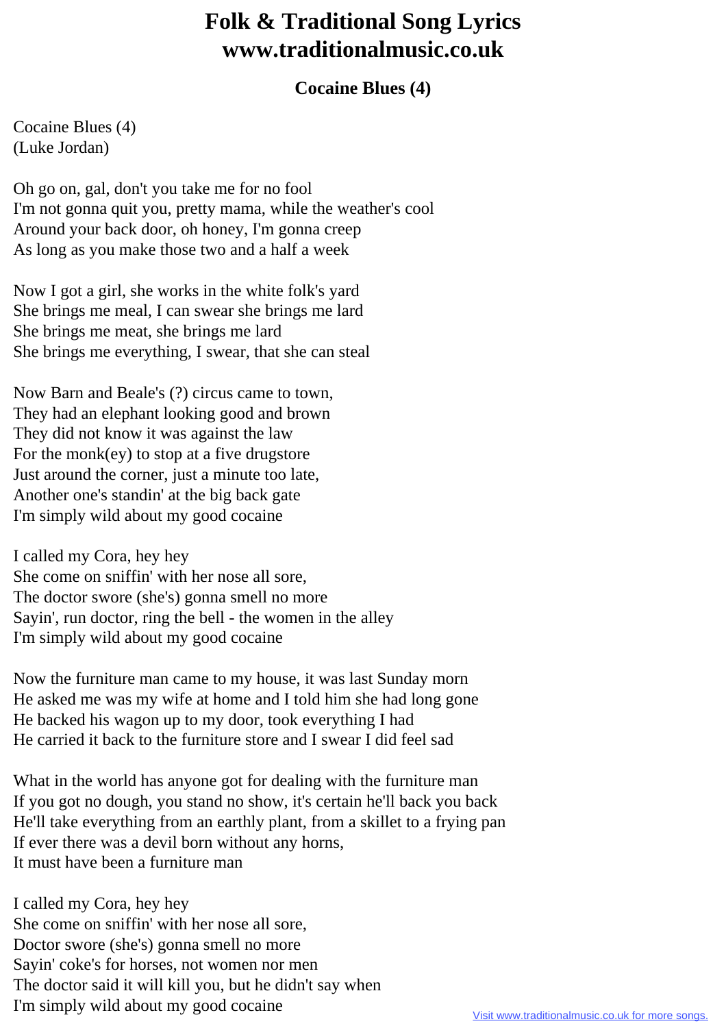# Folk & Traditional Song Lyrics
# www.traditionalmusic.co.uk

### Cocaine Blues (4)

Cocaine Blues (4)
(Luke Jordan)

Oh go on, gal, don't you take me for no fool
I'm not gonna quit you, pretty mama, while the weather's cool
Around your back door, oh honey, I'm gonna creep
As long as you make those two and a half a week

Now I got a girl, she works in the white folk's yard
She brings me meal, I can swear she brings me lard
She brings me meat, she brings me lard
She brings me everything, I swear, that she can steal

Now Barn and Beale's (?) circus came to town,
They had an elephant looking good and brown
They did not know it was against the law
For the monk(ey) to stop at a five drugstore
Just around the corner, just a minute too late,
Another one's standin' at the big back gate
I'm simply wild about my good cocaine

I called my Cora, hey hey
She come on sniffin' with her nose all sore,
The doctor swore (she's) gonna smell no more
Sayin', run doctor, ring the bell - the women in the alley
I'm simply wild about my good cocaine

Now the furniture man came to my house, it was last Sunday morn
He asked me was my wife at home and I told him she had long gone
He backed his wagon up to my door, took everything I had
He carried it back to the furniture store and I swear I did feel sad

What in the world has anyone got for dealing with the furniture man
If you got no dough, you stand no show, it's certain he'll back you back
He'll take everything from an earthly plant, from a skillet to a frying pan
If ever there was a devil born without any horns,
It must have been a furniture man

I called my Cora, hey hey
She come on sniffin' with her nose all sore,
Doctor swore (she's) gonna smell no more
Sayin' coke's for horses, not women nor men
The doctor said it will kill you, but he didn't say when
I'm simply wild about my good cocaine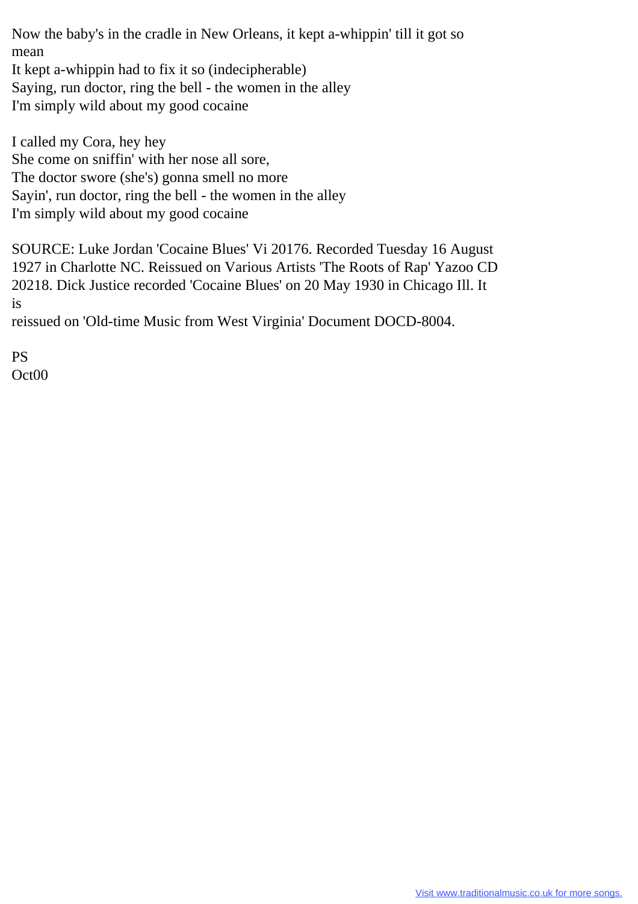Now the baby's in the cradle in New Orleans, it kept a-whippin' till it got so mean
It kept a-whippin had to fix it so (indecipherable)
Saying, run doctor, ring the bell - the women in the alley
I'm simply wild about my good cocaine

I called my Cora, hey hey
She come on sniffin' with her nose all sore,
The doctor swore (she's) gonna smell no more
Sayin', run doctor, ring the bell - the women in the alley
I'm simply wild about my good cocaine

SOURCE: Luke Jordan 'Cocaine Blues' Vi 20176. Recorded Tuesday 16 August 1927 in Charlotte NC. Reissued on Various Artists 'The Roots of Rap' Yazoo CD 20218. Dick Justice recorded 'Cocaine Blues' on 20 May 1930 in Chicago Ill. It is
reissued on 'Old-time Music from West Virginia' Document DOCD-8004.

PS
Oct00